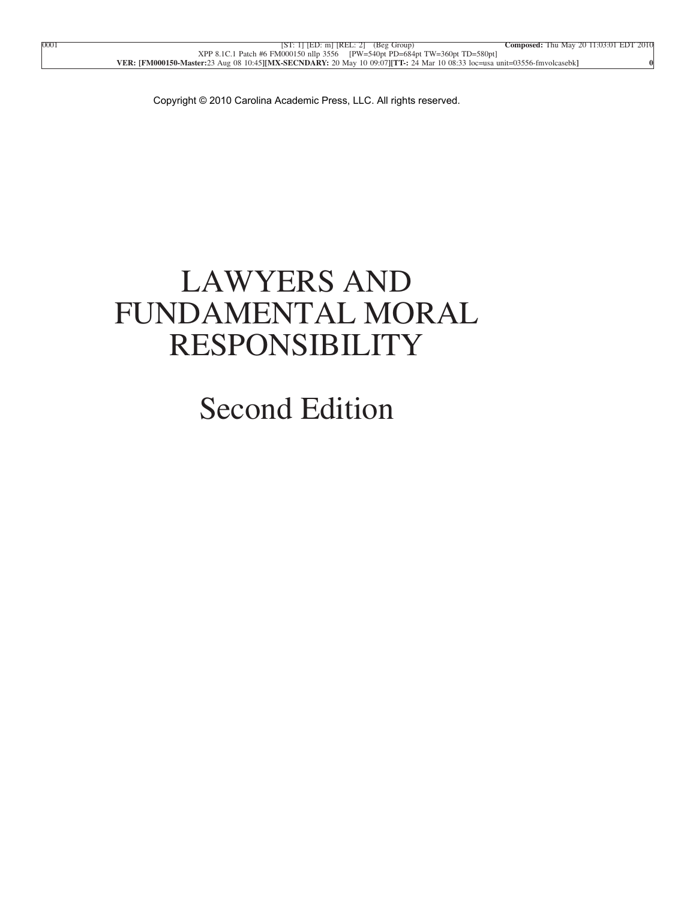Copyright © 2010 Carolina Academic Press, LLC. All rights reserved.

# LAWYERS AND FUNDAMENTAL MORAL RESPONSIBILITY

## Second Edition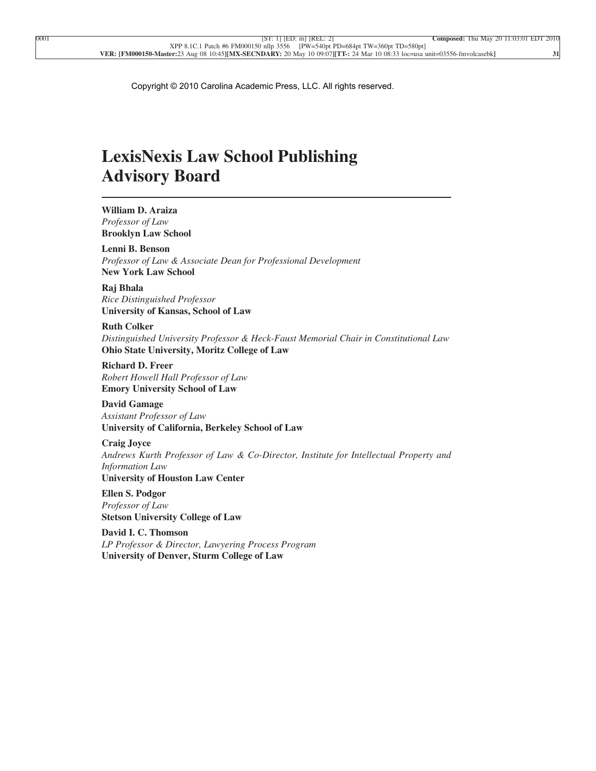Copyright © 2010 Carolina Academic Press, LLC. All rights reserved.

# LexisNexis Law School Publishing Advisory Board

---

**William D. Araiza**
*Professor of Law*
**Brooklyn Law School**

**Lenni B. Benson**
*Professor of Law & Associate Dean for Professional Development*
**New York Law School**

**Raj Bhala**
*Rice Distinguished Professor*
**University of Kansas, School of Law**

**Ruth Colker**
*Distinguished University Professor & Heck-Faust Memorial Chair in Constitutional Law*
**Ohio State University, Moritz College of Law**

**Richard D. Freer**
*Robert Howell Hall Professor of Law*
**Emory University School of Law**

**David Gamage**
*Assistant Professor of Law*
**University of California, Berkeley School of Law**

**Craig Joyce**
*Andrews Kurth Professor of Law & Co-Director, Institute for Intellectual Property and Information Law*
**University of Houston Law Center**

**Ellen S. Podgor**
*Professor of Law*
**Stetson University College of Law**

**David I. C. Thomson**
*LP Professor & Director, Lawyering Process Program*
**University of Denver, Sturm College of Law**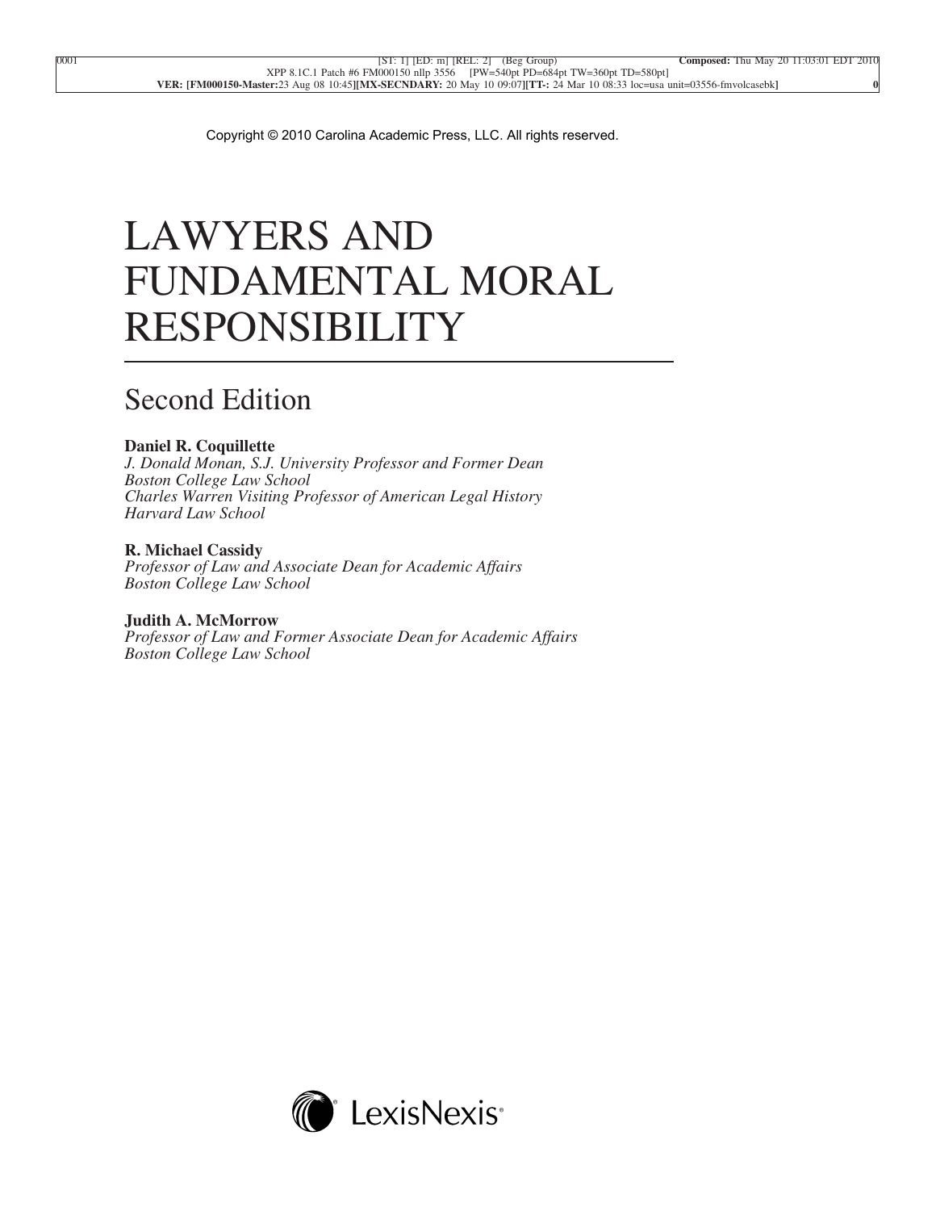Copyright © 2010 Carolina Academic Press, LLC. All rights reserved.

# LAWYERS AND FUNDAMENTAL MORAL RESPONSIBILITY

## Second Edition

**Daniel R. Coquillette**
*J. Donald Monan, S.J. University Professor and Former Dean*
*Boston College Law School*
*Charles Warren Visiting Professor of American Legal History*
*Harvard Law School*

**R. Michael Cassidy**
*Professor of Law and Associate Dean for Academic Affairs*
*Boston College Law School*

**Judith A. McMorrow**
*Professor of Law and Former Associate Dean for Academic Affairs*
*Boston College Law School*

LexisNexis®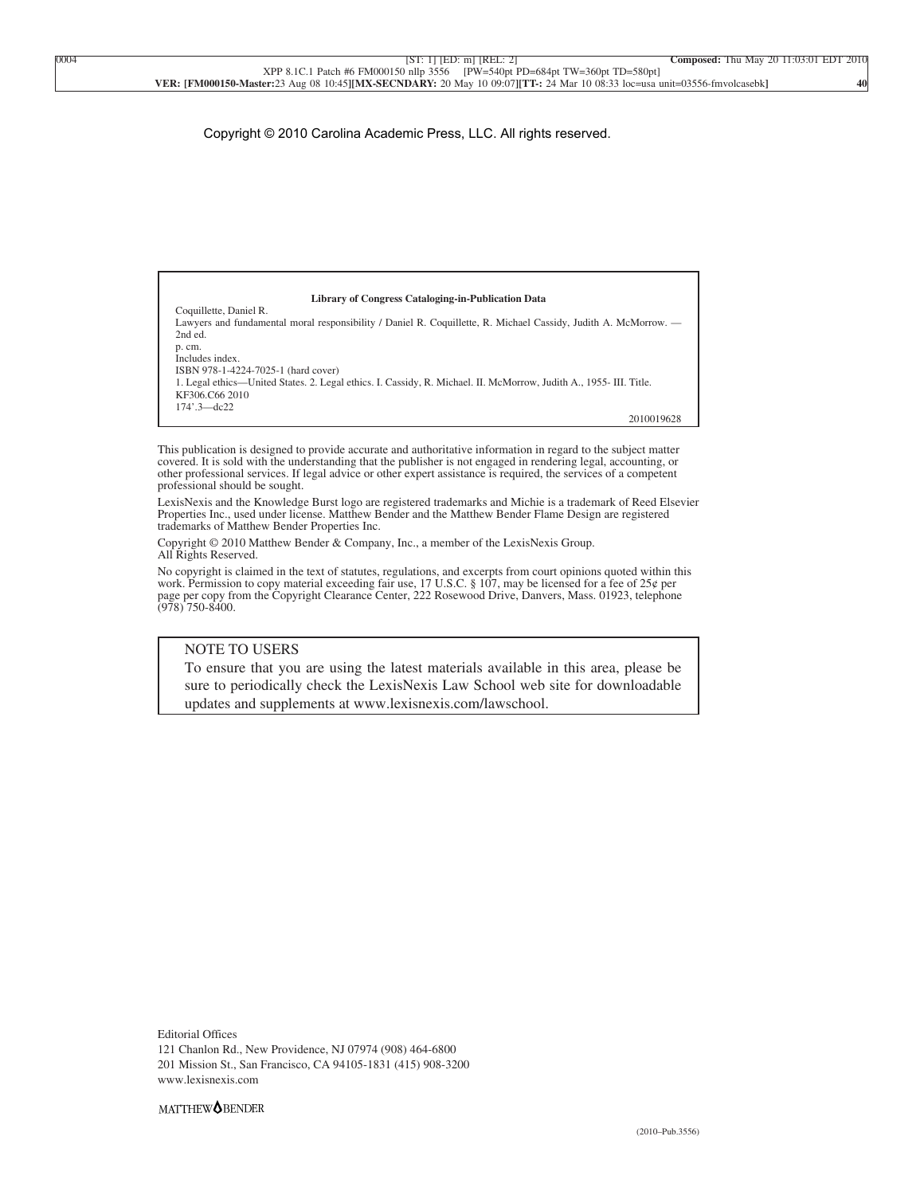Copyright © 2010 Carolina Academic Press, LLC. All rights reserved.

**Library of Congress Cataloging-in-Publication Data**

Coquillette, Daniel R.
Lawyers and fundamental moral responsibility / Daniel R. Coquillette, R. Michael Cassidy, Judith A. McMorrow. — 2nd ed.
p. cm.
Includes index.
ISBN 978-1-4224-7025-1 (hard cover)
1. Legal ethics—United States. 2. Legal ethics. I. Cassidy, R. Michael. II. McMorrow, Judith A., 1955- III. Title.
KF306.C66 2010
174'.3—dc22

2010019628

This publication is designed to provide accurate and authoritative information in regard to the subject matter covered. It is sold with the understanding that the publisher is not engaged in rendering legal, accounting, or other professional services. If legal advice or other expert assistance is required, the services of a competent professional should be sought.

LexisNexis and the Knowledge Burst logo are registered trademarks and Michie is a trademark of Reed Elsevier Properties Inc., used under license. Matthew Bender and the Matthew Bender Flame Design are registered trademarks of Matthew Bender Properties Inc.

Copyright © 2010 Matthew Bender & Company, Inc., a member of the LexisNexis Group.
All Rights Reserved.

No copyright is claimed in the text of statutes, regulations, and excerpts from court opinions quoted within this work. Permission to copy material exceeding fair use, 17 U.S.C. § 107, may be licensed for a fee of 25¢ per page per copy from the Copyright Clearance Center, 222 Rosewood Drive, Danvers, Mass. 01923, telephone (978) 750-8400.

NOTE TO USERS
To ensure that you are using the latest materials available in this area, please be sure to periodically check the LexisNexis Law School web site for downloadable updates and supplements at www.lexisnexis.com/lawschool.

Editorial Offices
121 Chanlon Rd., New Providence, NJ 07974 (908) 464-6800
201 Mission St., San Francisco, CA 94105-1831 (415) 908-3200
www.lexisnexis.com

MATTHEW BENDER

(2010–Pub.3556)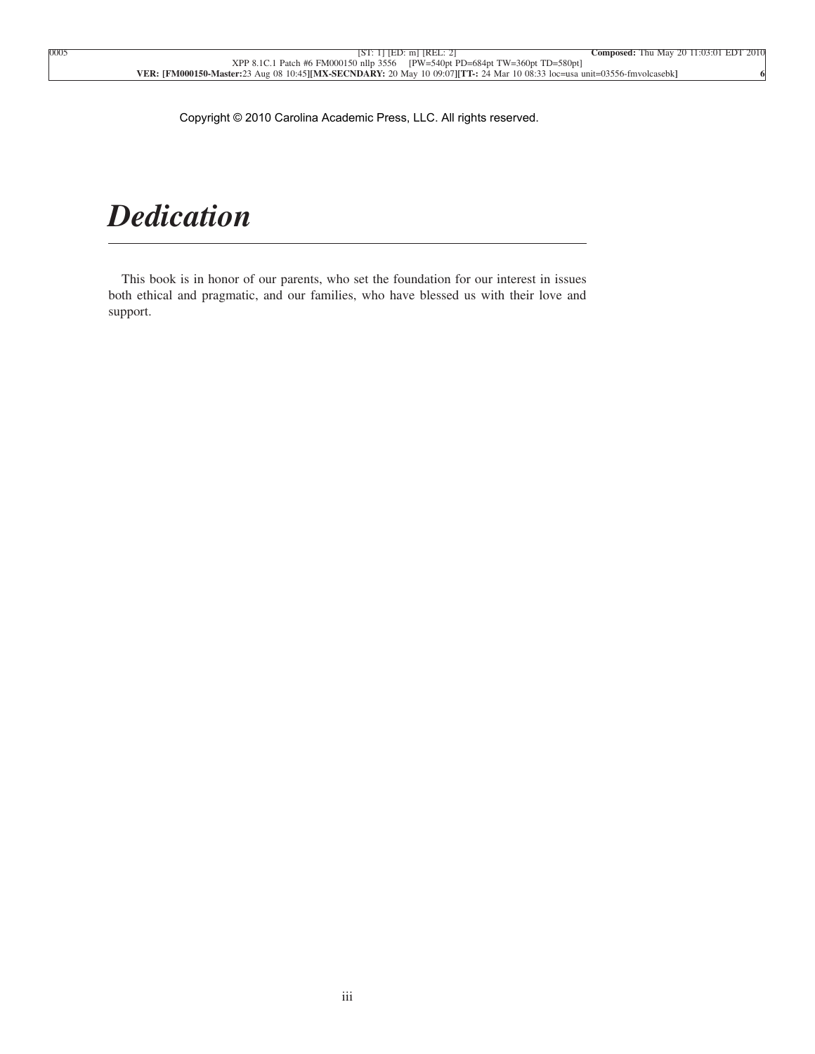# *Dedication*

This book is in honor of our parents, who set the foundation for our interest in issues both ethical and pragmatic, and our families, who have blessed us with their love and support.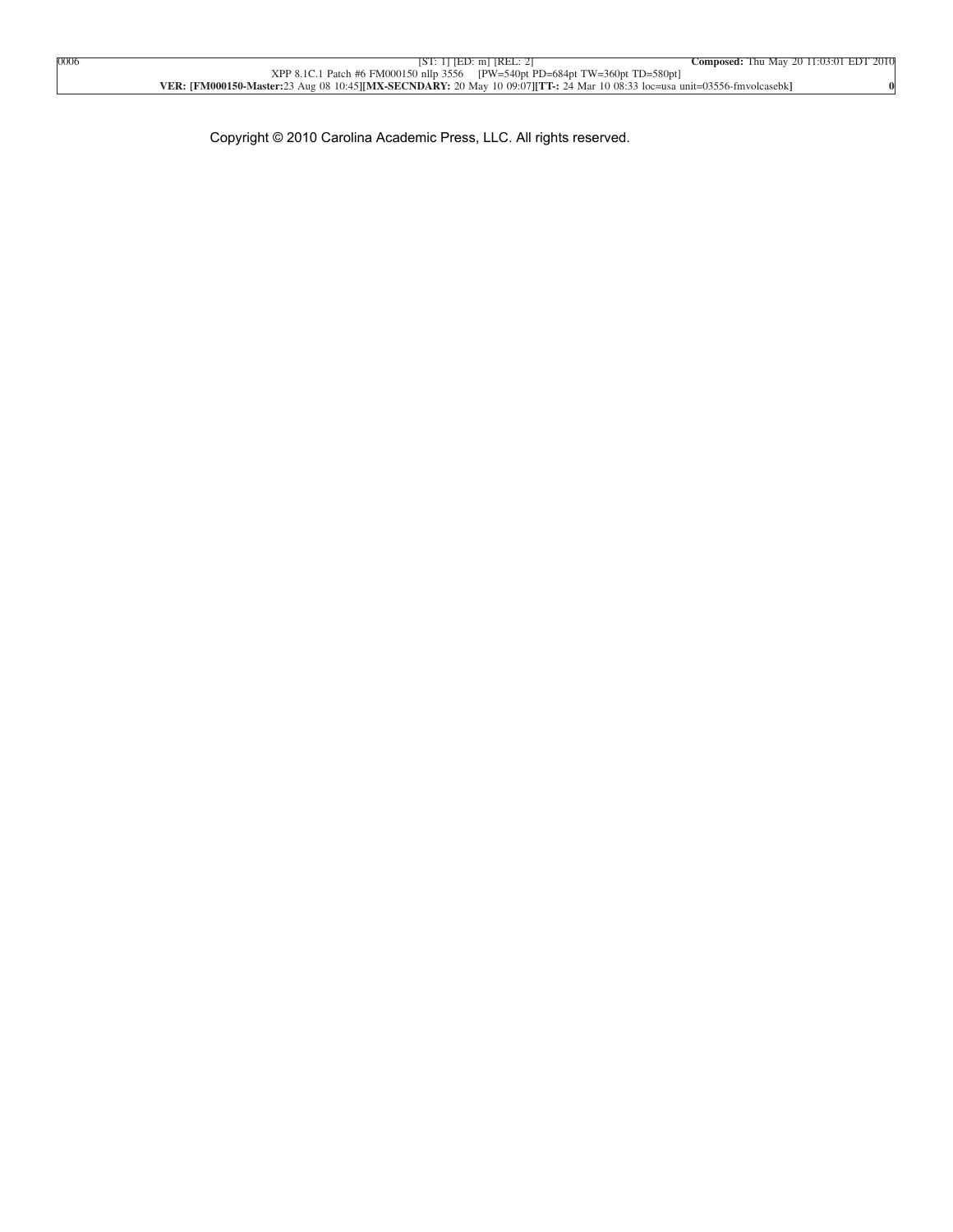Copyright © 2010 Carolina Academic Press, LLC. All rights reserved.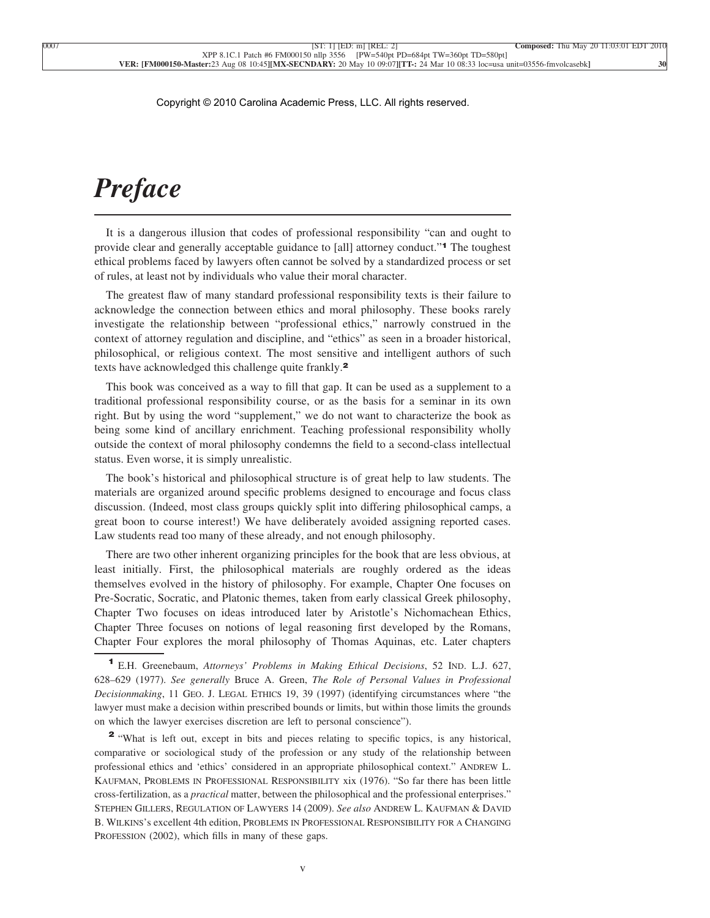# *Preface*

It is a dangerous illusion that codes of professional responsibility "can and ought to provide clear and generally acceptable guidance to [all] attorney conduct."[1] The toughest ethical problems faced by lawyers often cannot be solved by a standardized process or set of rules, at least not by individuals who value their moral character.

The greatest flaw of many standard professional responsibility texts is their failure to acknowledge the connection between ethics and moral philosophy. These books rarely investigate the relationship between "professional ethics," narrowly construed in the context of attorney regulation and discipline, and "ethics" as seen in a broader historical, philosophical, or religious context. The most sensitive and intelligent authors of such texts have acknowledged this challenge quite frankly.[2]

This book was conceived as a way to fill that gap. It can be used as a supplement to a traditional professional responsibility course, or as the basis for a seminar in its own right. But by using the word "supplement," we do not want to characterize the book as being some kind of ancillary enrichment. Teaching professional responsibility wholly outside the context of moral philosophy condemns the field to a second-class intellectual status. Even worse, it is simply unrealistic.

The book's historical and philosophical structure is of great help to law students. The materials are organized around specific problems designed to encourage and focus class discussion. (Indeed, most class groups quickly split into differing philosophical camps, a great boon to course interest!) We have deliberately avoided assigning reported cases. Law students read too many of these already, and not enough philosophy.

There are two other inherent organizing principles for the book that are less obvious, at least initially. First, the philosophical materials are roughly ordered as the ideas themselves evolved in the history of philosophy. For example, Chapter One focuses on Pre-Socratic, Socratic, and Platonic themes, taken from early classical Greek philosophy, Chapter Two focuses on ideas introduced later by Aristotle's Nichomachean Ethics, Chapter Three focuses on notions of legal reasoning first developed by the Romans, Chapter Four explores the moral philosophy of Thomas Aquinas, etc. Later chapters

---

[1] E.H. Greenebaum, *Attorneys' Problems in Making Ethical Decisions*, 52 IND. L.J. 627, 628–629 (1977). *See generally* Bruce A. Green, *The Role of Personal Values in Professional Decisionmaking*, 11 GEO. J. LEGAL ETHICS 19, 39 (1997) (identifying circumstances where "the lawyer must make a decision within prescribed bounds or limits, but within those limits the grounds on which the lawyer exercises discretion are left to personal conscience").

[2] "What is left out, except in bits and pieces relating to specific topics, is any historical, comparative or sociological study of the profession or any study of the relationship between professional ethics and 'ethics' considered in an appropriate philosophical context." ANDREW L. KAUFMAN, PROBLEMS IN PROFESSIONAL RESPONSIBILITY xix (1976). "So far there has been little cross-fertilization, as a *practical* matter, between the philosophical and the professional enterprises." STEPHEN GILLERS, REGULATION OF LAWYERS 14 (2009). *See also* ANDREW L. KAUFMAN & DAVID B. WILKINS's excellent 4th edition, PROBLEMS IN PROFESSIONAL RESPONSIBILITY FOR A CHANGING PROFESSION (2002), which fills in many of these gaps.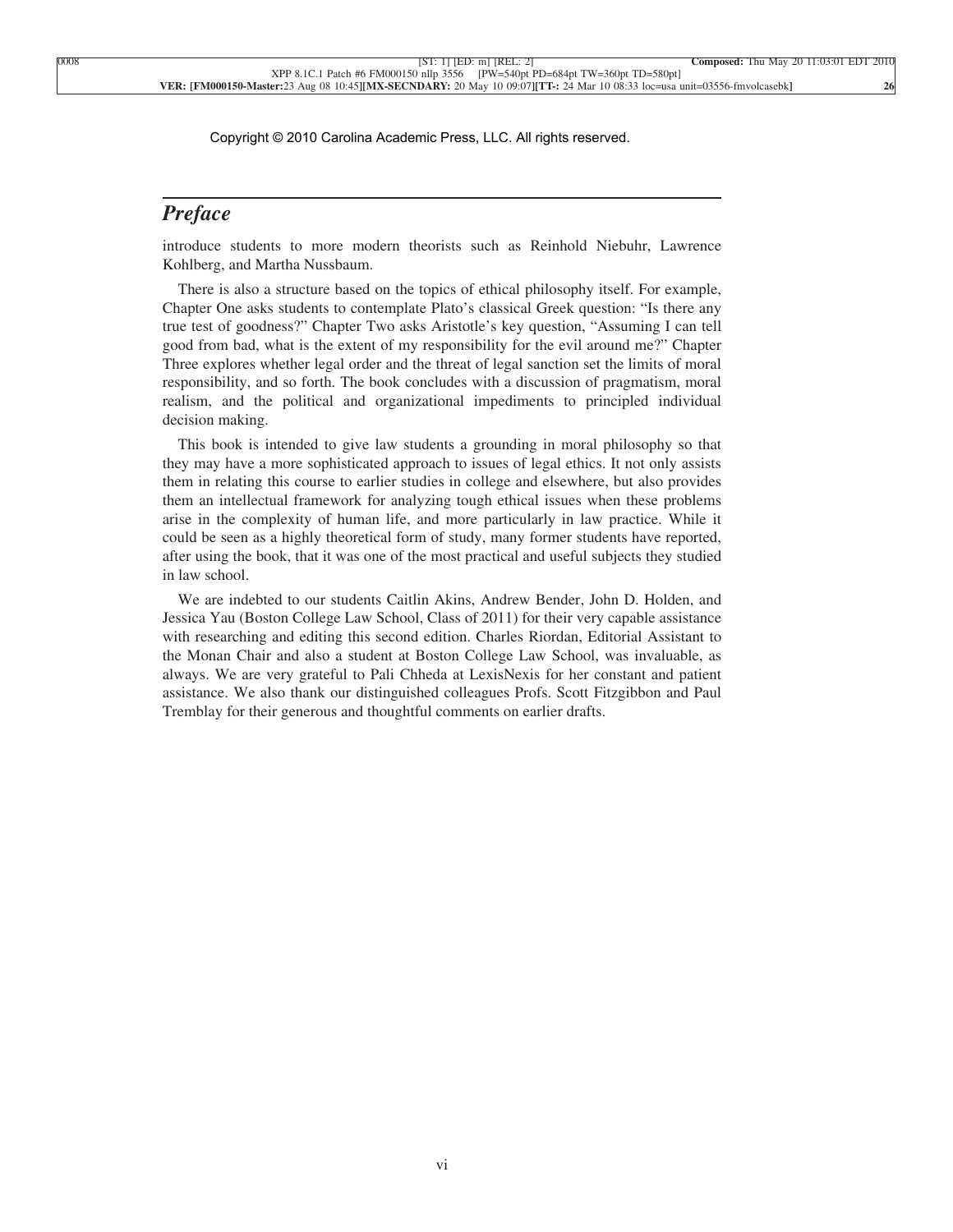## *Preface*

introduce students to more modern theorists such as Reinhold Niebuhr, Lawrence Kohlberg, and Martha Nussbaum.

There is also a structure based on the topics of ethical philosophy itself. For example, Chapter One asks students to contemplate Plato's classical Greek question: "Is there any true test of goodness?" Chapter Two asks Aristotle's key question, "Assuming I can tell good from bad, what is the extent of my responsibility for the evil around me?" Chapter Three explores whether legal order and the threat of legal sanction set the limits of moral responsibility, and so forth. The book concludes with a discussion of pragmatism, moral realism, and the political and organizational impediments to principled individual decision making.

This book is intended to give law students a grounding in moral philosophy so that they may have a more sophisticated approach to issues of legal ethics. It not only assists them in relating this course to earlier studies in college and elsewhere, but also provides them an intellectual framework for analyzing tough ethical issues when these problems arise in the complexity of human life, and more particularly in law practice. While it could be seen as a highly theoretical form of study, many former students have reported, after using the book, that it was one of the most practical and useful subjects they studied in law school.

We are indebted to our students Caitlin Akins, Andrew Bender, John D. Holden, and Jessica Yau (Boston College Law School, Class of 2011) for their very capable assistance with researching and editing this second edition. Charles Riordan, Editorial Assistant to the Monan Chair and also a student at Boston College Law School, was invaluable, as always. We are very grateful to Pali Chheda at LexisNexis for her constant and patient assistance. We also thank our distinguished colleagues Profs. Scott Fitzgibbon and Paul Tremblay for their generous and thoughtful comments on earlier drafts.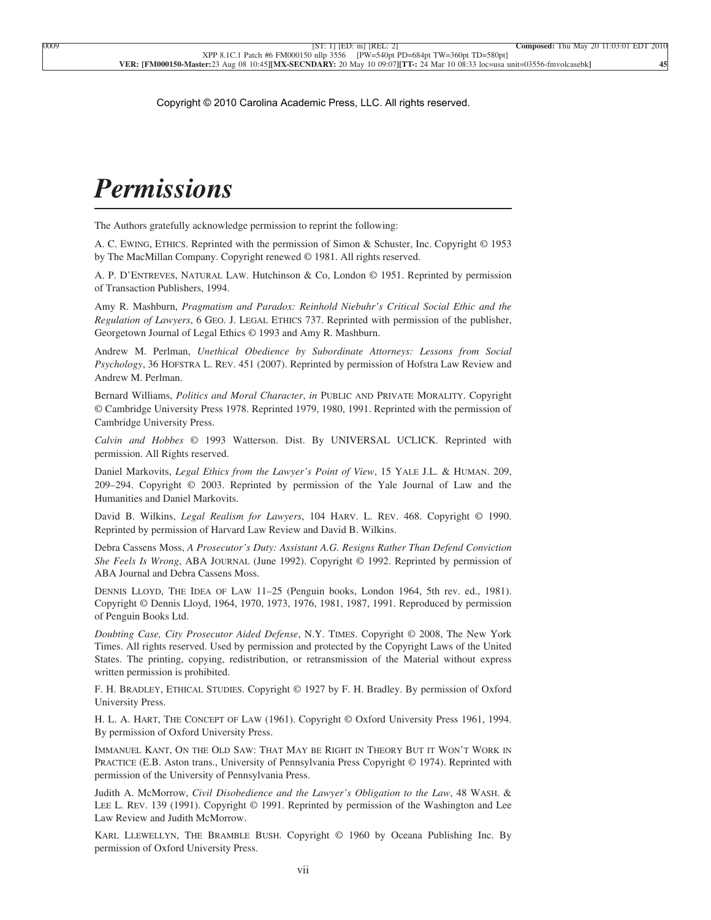Copyright © 2010 Carolina Academic Press, LLC. All rights reserved.

# *Permissions*

The Authors gratefully acknowledge permission to reprint the following:

A. C. EWING, ETHICS. Reprinted with the permission of Simon & Schuster, Inc. Copyright © 1953 by The MacMillan Company. Copyright renewed © 1981. All rights reserved.

A. P. D'ENTREVES, NATURAL LAW. Hutchinson & Co, London © 1951. Reprinted by permission of Transaction Publishers, 1994.

Amy R. Mashburn, *Pragmatism and Paradox: Reinhold Niebuhr's Critical Social Ethic and the Regulation of Lawyers*, 6 GEO. J. LEGAL ETHICS 737. Reprinted with permission of the publisher, Georgetown Journal of Legal Ethics © 1993 and Amy R. Mashburn.

Andrew M. Perlman, *Unethical Obedience by Subordinate Attorneys: Lessons from Social Psychology*, 36 HOFSTRA L. REV. 451 (2007). Reprinted by permission of Hofstra Law Review and Andrew M. Perlman.

Bernard Williams, *Politics and Moral Character*, *in* PUBLIC AND PRIVATE MORALITY. Copyright © Cambridge University Press 1978. Reprinted 1979, 1980, 1991. Reprinted with the permission of Cambridge University Press.

*Calvin and Hobbes* © 1993 Watterson. Dist. By UNIVERSAL UCLICK. Reprinted with permission. All Rights reserved.

Daniel Markovits, *Legal Ethics from the Lawyer's Point of View*, 15 YALE J.L. & HUMAN. 209, 209–294. Copyright © 2003. Reprinted by permission of the Yale Journal of Law and the Humanities and Daniel Markovits.

David B. Wilkins, *Legal Realism for Lawyers*, 104 HARV. L. REV. 468. Copyright © 1990. Reprinted by permission of Harvard Law Review and David B. Wilkins.

Debra Cassens Moss, *A Prosecutor's Duty: Assistant A.G. Resigns Rather Than Defend Conviction She Feels Is Wrong*, ABA JOURNAL (June 1992). Copyright © 1992. Reprinted by permission of ABA Journal and Debra Cassens Moss.

DENNIS LLOYD, THE IDEA OF LAW 11–25 (Penguin books, London 1964, 5th rev. ed., 1981). Copyright © Dennis Lloyd, 1964, 1970, 1973, 1976, 1981, 1987, 1991. Reproduced by permission of Penguin Books Ltd.

*Doubting Case, City Prosecutor Aided Defense*, N.Y. TIMES. Copyright © 2008, The New York Times. All rights reserved. Used by permission and protected by the Copyright Laws of the United States. The printing, copying, redistribution, or retransmission of the Material without express written permission is prohibited.

F. H. BRADLEY, ETHICAL STUDIES. Copyright © 1927 by F. H. Bradley. By permission of Oxford University Press.

H. L. A. HART, THE CONCEPT OF LAW (1961). Copyright © Oxford University Press 1961, 1994. By permission of Oxford University Press.

IMMANUEL KANT, ON THE OLD SAW: THAT MAY BE RIGHT IN THEORY BUT IT WON'T WORK IN PRACTICE (E.B. Aston trans., University of Pennsylvania Press Copyright © 1974). Reprinted with permission of the University of Pennsylvania Press.

Judith A. McMorrow, *Civil Disobedience and the Lawyer's Obligation to the Law*, 48 WASH. & LEE L. REV. 139 (1991). Copyright © 1991. Reprinted by permission of the Washington and Lee Law Review and Judith McMorrow.

KARL LLEWELLYN, THE BRAMBLE BUSH. Copyright © 1960 by Oceana Publishing Inc. By permission of Oxford University Press.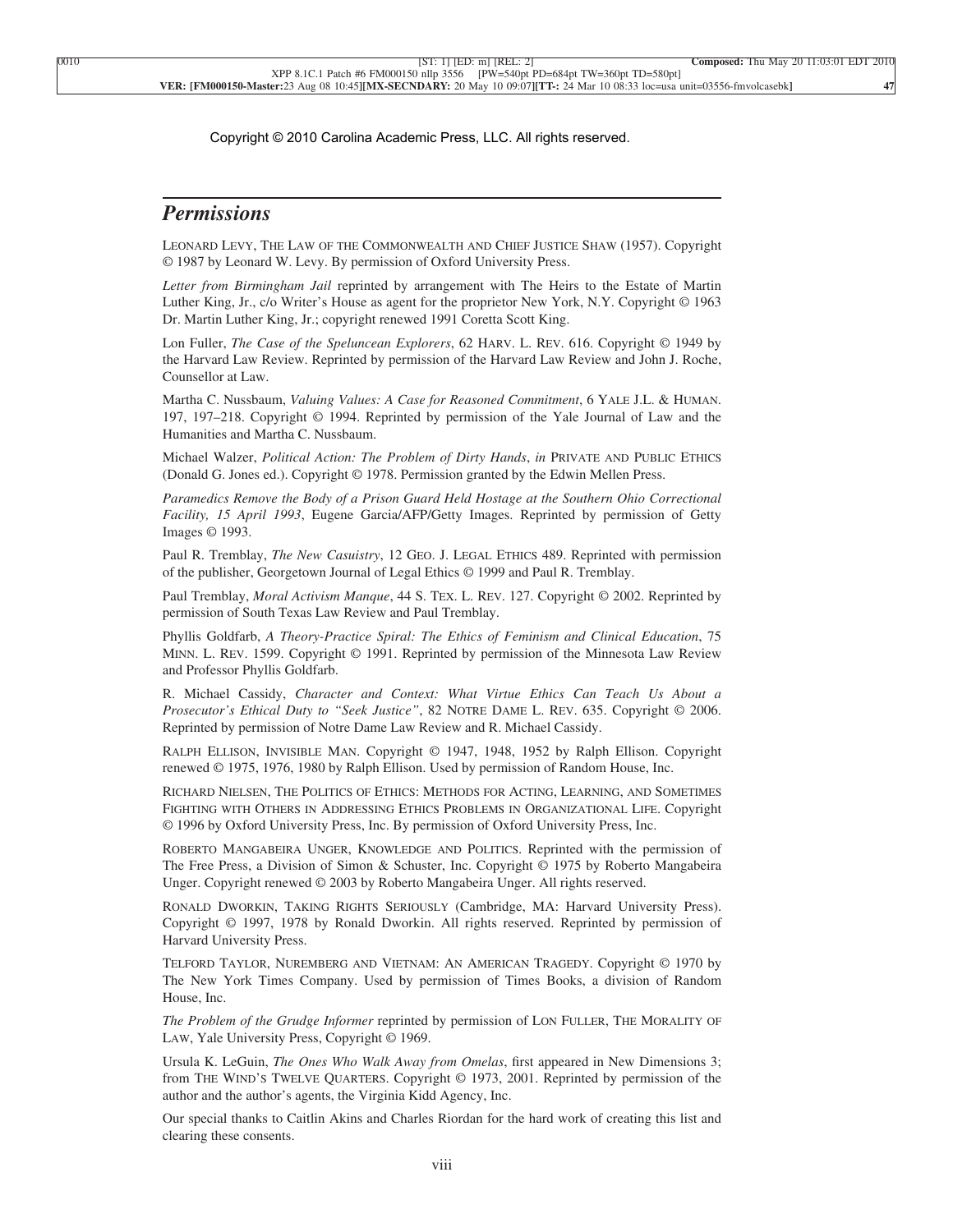Copyright © 2010 Carolina Academic Press, LLC. All rights reserved.

## *Permissions*

LEONARD LEVY, THE LAW OF THE COMMONWEALTH AND CHIEF JUSTICE SHAW (1957). Copyright © 1987 by Leonard W. Levy. By permission of Oxford University Press.

*Letter from Birmingham Jail* reprinted by arrangement with The Heirs to the Estate of Martin Luther King, Jr., c/o Writer's House as agent for the proprietor New York, N.Y. Copyright © 1963 Dr. Martin Luther King, Jr.; copyright renewed 1991 Coretta Scott King.

Lon Fuller, *The Case of the Speluncean Explorers*, 62 HARV. L. REV. 616. Copyright © 1949 by the Harvard Law Review. Reprinted by permission of the Harvard Law Review and John J. Roche, Counsellor at Law.

Martha C. Nussbaum, *Valuing Values: A Case for Reasoned Commitment*, 6 YALE J.L. & HUMAN. 197, 197–218. Copyright © 1994. Reprinted by permission of the Yale Journal of Law and the Humanities and Martha C. Nussbaum.

Michael Walzer, *Political Action: The Problem of Dirty Hands*, *in* PRIVATE AND PUBLIC ETHICS (Donald G. Jones ed.). Copyright © 1978. Permission granted by the Edwin Mellen Press.

*Paramedics Remove the Body of a Prison Guard Held Hostage at the Southern Ohio Correctional Facility, 15 April 1993*, Eugene Garcia/AFP/Getty Images. Reprinted by permission of Getty Images © 1993.

Paul R. Tremblay, *The New Casuistry*, 12 GEO. J. LEGAL ETHICS 489. Reprinted with permission of the publisher, Georgetown Journal of Legal Ethics © 1999 and Paul R. Tremblay.

Paul Tremblay, *Moral Activism Manque*, 44 S. TEX. L. REV. 127. Copyright © 2002. Reprinted by permission of South Texas Law Review and Paul Tremblay.

Phyllis Goldfarb, *A Theory-Practice Spiral: The Ethics of Feminism and Clinical Education*, 75 MINN. L. REV. 1599. Copyright © 1991. Reprinted by permission of the Minnesota Law Review and Professor Phyllis Goldfarb.

R. Michael Cassidy, *Character and Context: What Virtue Ethics Can Teach Us About a Prosecutor's Ethical Duty to "Seek Justice"*, 82 NOTRE DAME L. REV. 635. Copyright © 2006. Reprinted by permission of Notre Dame Law Review and R. Michael Cassidy.

RALPH ELLISON, INVISIBLE MAN. Copyright © 1947, 1948, 1952 by Ralph Ellison. Copyright renewed © 1975, 1976, 1980 by Ralph Ellison. Used by permission of Random House, Inc.

RICHARD NIELSEN, THE POLITICS OF ETHICS: METHODS FOR ACTING, LEARNING, AND SOMETIMES FIGHTING WITH OTHERS IN ADDRESSING ETHICS PROBLEMS IN ORGANIZATIONAL LIFE. Copyright © 1996 by Oxford University Press, Inc. By permission of Oxford University Press, Inc.

ROBERTO MANGABEIRA UNGER, KNOWLEDGE AND POLITICS. Reprinted with the permission of The Free Press, a Division of Simon & Schuster, Inc. Copyright © 1975 by Roberto Mangabeira Unger. Copyright renewed © 2003 by Roberto Mangabeira Unger. All rights reserved.

RONALD DWORKIN, TAKING RIGHTS SERIOUSLY (Cambridge, MA: Harvard University Press). Copyright © 1997, 1978 by Ronald Dworkin. All rights reserved. Reprinted by permission of Harvard University Press.

TELFORD TAYLOR, NUREMBERG AND VIETNAM: AN AMERICAN TRAGEDY. Copyright © 1970 by The New York Times Company. Used by permission of Times Books, a division of Random House, Inc.

*The Problem of the Grudge Informer* reprinted by permission of LON FULLER, THE MORALITY OF LAW, Yale University Press, Copyright © 1969.

Ursula K. LeGuin, *The Ones Who Walk Away from Omelas*, first appeared in New Dimensions 3; from THE WIND'S TWELVE QUARTERS. Copyright © 1973, 2001. Reprinted by permission of the author and the author's agents, the Virginia Kidd Agency, Inc.

Our special thanks to Caitlin Akins and Charles Riordan for the hard work of creating this list and clearing these consents.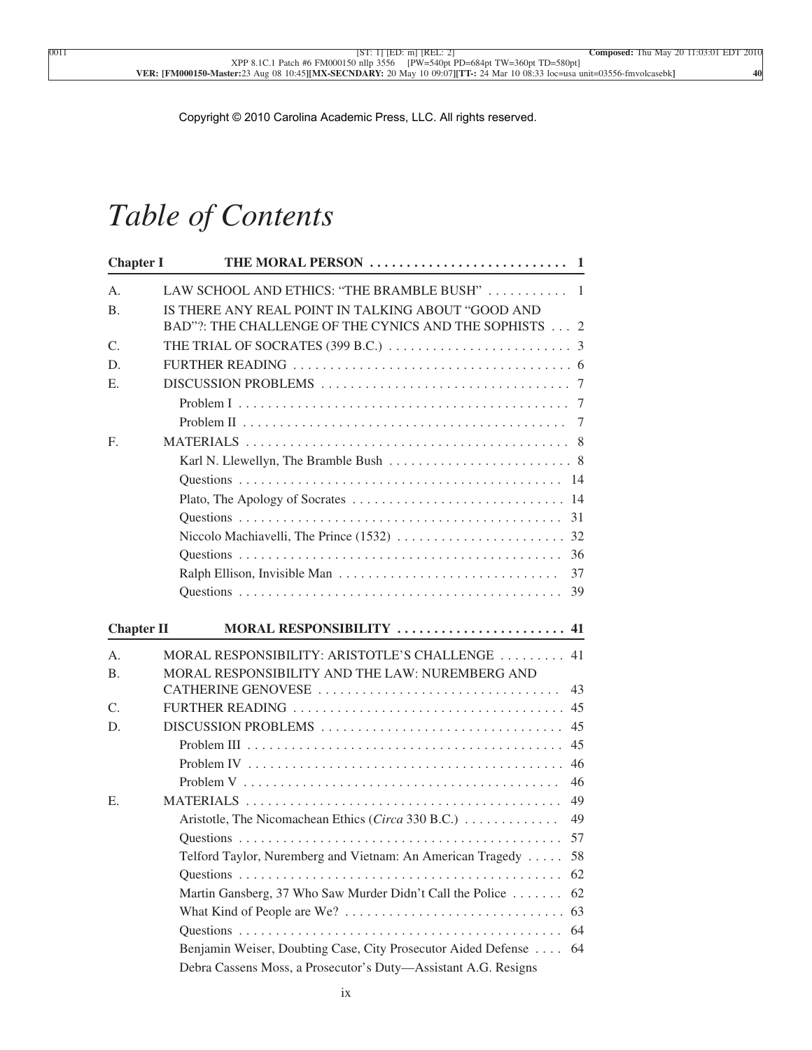Copyright © 2010 Carolina Academic Press, LLC. All rights reserved.

# *Table of Contents*

**Chapter I THE MORAL PERSON . . . . . . . . . . . . . . . . . . . . . . . . . . . 1**

A. LAW SCHOOL AND ETHICS: "THE BRAMBLE BUSH" . . . . . . . . . . . 1

B. IS THERE ANY REAL POINT IN TALKING ABOUT "GOOD AND BAD"?: THE CHALLENGE OF THE CYNICS AND THE SOPHISTS . . . 2

C. THE TRIAL OF SOCRATES (399 B.C.) . . . . . . . . . . . . . . . . . . . . . . . . . 3

D. FURTHER READING . . . . . . . . . . . . . . . . . . . . . . . . . . . . . . . . . . . . . 6

E. DISCUSSION PROBLEMS . . . . . . . . . . . . . . . . . . . . . . . . . . . . . . . . . 7

- Problem I . . . . . . . . . . . . . . . . . . . . . . . . . . . . . . . . . . . . . . . . . . . . 7
- Problem II . . . . . . . . . . . . . . . . . . . . . . . . . . . . . . . . . . . . . . . . . . . 7

F. MATERIALS . . . . . . . . . . . . . . . . . . . . . . . . . . . . . . . . . . . . . . . . . . . 8

- Karl N. Llewellyn, The Bramble Bush . . . . . . . . . . . . . . . . . . . . . . . . . 8
- Questions . . . . . . . . . . . . . . . . . . . . . . . . . . . . . . . . . . . . . . . . . . . . 14
- Plato, The Apology of Socrates . . . . . . . . . . . . . . . . . . . . . . . . . . . . 14
- Questions . . . . . . . . . . . . . . . . . . . . . . . . . . . . . . . . . . . . . . . . . . . . 31
- Niccolo Machiavelli, The Prince (1532) . . . . . . . . . . . . . . . . . . . . . . . 32
- Questions . . . . . . . . . . . . . . . . . . . . . . . . . . . . . . . . . . . . . . . . . . . . 36
- Ralph Ellison, Invisible Man . . . . . . . . . . . . . . . . . . . . . . . . . . . . . . 37
- Questions . . . . . . . . . . . . . . . . . . . . . . . . . . . . . . . . . . . . . . . . . . . . 39

**Chapter II MORAL RESPONSIBILITY . . . . . . . . . . . . . . . . . . . . . . . 41**

A. MORAL RESPONSIBILITY: ARISTOTLE'S CHALLENGE . . . . . . . . . 41

B. MORAL RESPONSIBILITY AND THE LAW: NUREMBERG AND CATHERINE GENOVESE . . . . . . . . . . . . . . . . . . . . . . . . . . . . . . . . . 43

C. FURTHER READING . . . . . . . . . . . . . . . . . . . . . . . . . . . . . . . . . . . . . 45

D. DISCUSSION PROBLEMS . . . . . . . . . . . . . . . . . . . . . . . . . . . . . . . . . 45

- Problem III . . . . . . . . . . . . . . . . . . . . . . . . . . . . . . . . . . . . . . . . . . . 45
- Problem IV . . . . . . . . . . . . . . . . . . . . . . . . . . . . . . . . . . . . . . . . . . . 46
- Problem V . . . . . . . . . . . . . . . . . . . . . . . . . . . . . . . . . . . . . . . . . . . . 46

E. MATERIALS . . . . . . . . . . . . . . . . . . . . . . . . . . . . . . . . . . . . . . . . . . . 49

- Aristotle, The Nicomachean Ethics (*Circa* 330 B.C.) . . . . . . . . . . . . . 49
- Questions . . . . . . . . . . . . . . . . . . . . . . . . . . . . . . . . . . . . . . . . . . . . 57
- Telford Taylor, Nuremberg and Vietnam: An American Tragedy . . . . . 58
- Questions . . . . . . . . . . . . . . . . . . . . . . . . . . . . . . . . . . . . . . . . . . . . 62
- Martin Gansberg, 37 Who Saw Murder Didn't Call the Police . . . . . . . 62
- What Kind of People are We? . . . . . . . . . . . . . . . . . . . . . . . . . . . . . . 63
- Questions . . . . . . . . . . . . . . . . . . . . . . . . . . . . . . . . . . . . . . . . . . . . 64
- Benjamin Weiser, Doubting Case, City Prosecutor Aided Defense . . . . 64
- Debra Cassens Moss, a Prosecutor's Duty—Assistant A.G. Resigns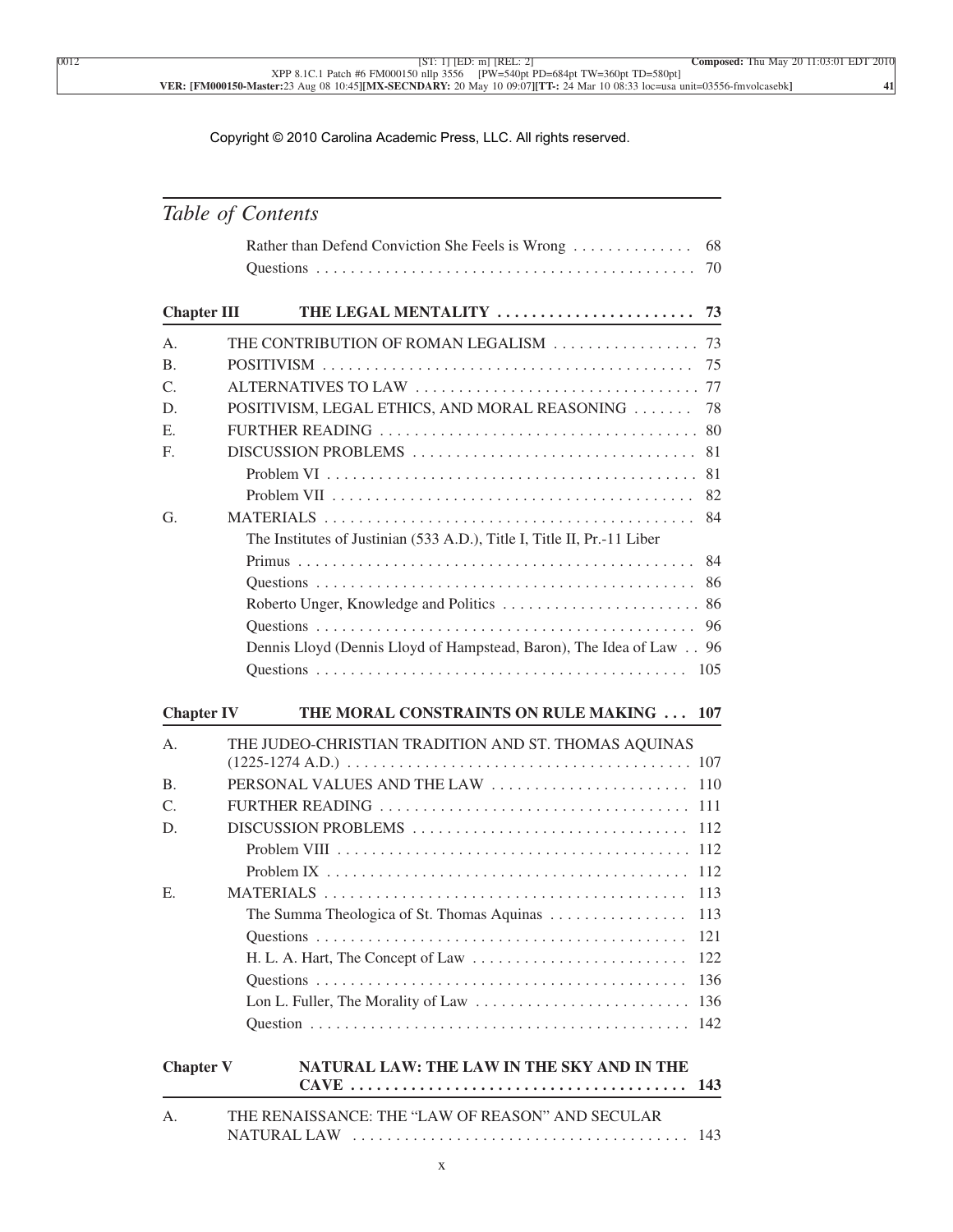Copyright © 2010 Carolina Academic Press, LLC. All rights reserved.

## *Table of Contents*

Rather than Defend Conviction She Feels is Wrong . . . . . . . . . . . . . . 68
Questions . . . . . . . . . . . . . . . . . . . . . . . . . . . . . . . . . . . . . . . . . . . . 70

**Chapter III THE LEGAL MENTALITY . . . . . . . . . . . . . . . . . . . . . . . 73**

A. THE CONTRIBUTION OF ROMAN LEGALISM . . . . . . . . . . . . . . . . . 73
B. POSITIVISM . . . . . . . . . . . . . . . . . . . . . . . . . . . . . . . . . . . . . . . . . . 75
C. ALTERNATIVES TO LAW . . . . . . . . . . . . . . . . . . . . . . . . . . . . . . . . 77
D. POSITIVISM, LEGAL ETHICS, AND MORAL REASONING . . . . . . . 78
E. FURTHER READING . . . . . . . . . . . . . . . . . . . . . . . . . . . . . . . . . . . . 80
F. DISCUSSION PROBLEMS . . . . . . . . . . . . . . . . . . . . . . . . . . . . . . . . 81
Problem VI . . . . . . . . . . . . . . . . . . . . . . . . . . . . . . . . . . . . . . . . . . 81
Problem VII . . . . . . . . . . . . . . . . . . . . . . . . . . . . . . . . . . . . . . . . . 82
G. MATERIALS . . . . . . . . . . . . . . . . . . . . . . . . . . . . . . . . . . . . . . . . . . 84
The Institutes of Justinian (533 A.D.), Title I, Title II, Pr.-11 Liber Primus . . . . . . . . . . . . . . . . . . . . . . . . . . . . . . . . . . . . . . . . . . . . . 84
Questions . . . . . . . . . . . . . . . . . . . . . . . . . . . . . . . . . . . . . . . . . . . 86
Roberto Unger, Knowledge and Politics . . . . . . . . . . . . . . . . . . . . . . . 86
Questions . . . . . . . . . . . . . . . . . . . . . . . . . . . . . . . . . . . . . . . . . . . 96
Dennis Lloyd (Dennis Lloyd of Hampstead, Baron), The Idea of Law . . 96
Questions . . . . . . . . . . . . . . . . . . . . . . . . . . . . . . . . . . . . . . . . . . 105

**Chapter IV THE MORAL CONSTRAINTS ON RULE MAKING . . . 107**

A. THE JUDEO-CHRISTIAN TRADITION AND ST. THOMAS AQUINAS (1225-1274 A.D.) . . . . . . . . . . . . . . . . . . . . . . . . . . . . . . . . . . . . . . 107
B. PERSONAL VALUES AND THE LAW . . . . . . . . . . . . . . . . . . . . . . . 110
C. FURTHER READING . . . . . . . . . . . . . . . . . . . . . . . . . . . . . . . . . . . 111
D. DISCUSSION PROBLEMS . . . . . . . . . . . . . . . . . . . . . . . . . . . . . . . 112
Problem VIII . . . . . . . . . . . . . . . . . . . . . . . . . . . . . . . . . . . . . . . . 112
Problem IX . . . . . . . . . . . . . . . . . . . . . . . . . . . . . . . . . . . . . . . . . 112
E. MATERIALS . . . . . . . . . . . . . . . . . . . . . . . . . . . . . . . . . . . . . . . . . 113
The Summa Theologica of St. Thomas Aquinas . . . . . . . . . . . . . . . . 113
Questions . . . . . . . . . . . . . . . . . . . . . . . . . . . . . . . . . . . . . . . . . . 121
H. L. A. Hart, The Concept of Law . . . . . . . . . . . . . . . . . . . . . . . . . 122
Questions . . . . . . . . . . . . . . . . . . . . . . . . . . . . . . . . . . . . . . . . . . 136
Lon L. Fuller, The Morality of Law . . . . . . . . . . . . . . . . . . . . . . . . . 136
Question . . . . . . . . . . . . . . . . . . . . . . . . . . . . . . . . . . . . . . . . . . . 142

**Chapter V NATURAL LAW: THE LAW IN THE SKY AND IN THE CAVE . . . . . . . . . . . . . . . . . . . . . . . . . . . . . . . . . . . . . . . 143**

A. THE RENAISSANCE: THE "LAW OF REASON" AND SECULAR NATURAL LAW . . . . . . . . . . . . . . . . . . . . . . . . . . . . . . . . . . . . . . 143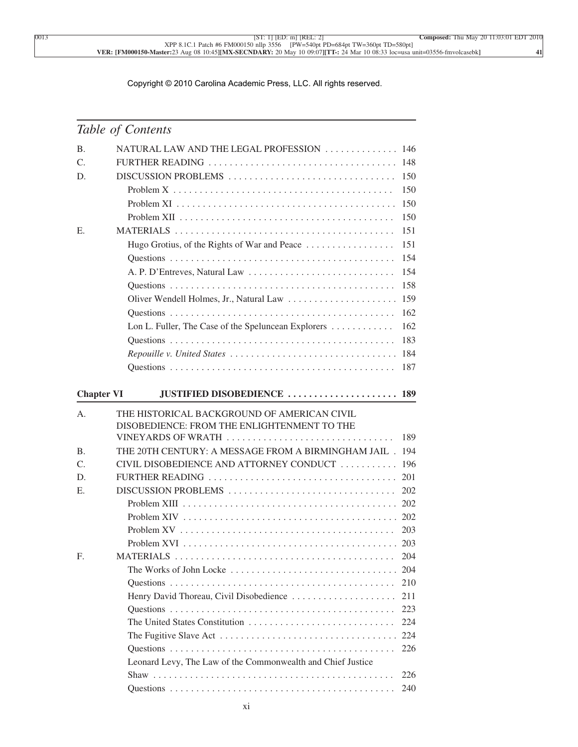Copyright © 2010 Carolina Academic Press, LLC. All rights reserved.

## *Table of Contents*

B. NATURAL LAW AND THE LEGAL PROFESSION . . . . . . . . . . . . . . 146
C. FURTHER READING . . . . . . . . . . . . . . . . . . . . . . . . . . . . . . . . . . . 148
D. DISCUSSION PROBLEMS . . . . . . . . . . . . . . . . . . . . . . . . . . . . . . . 150
  Problem X . . . . . . . . . . . . . . . . . . . . . . . . . . . . . . . . . . . . . . . . . . 150
  Problem XI . . . . . . . . . . . . . . . . . . . . . . . . . . . . . . . . . . . . . . . . . 150
  Problem XII . . . . . . . . . . . . . . . . . . . . . . . . . . . . . . . . . . . . . . . . 150
E. MATERIALS . . . . . . . . . . . . . . . . . . . . . . . . . . . . . . . . . . . . . . . . . 151
  Hugo Grotius, of the Rights of War and Peace . . . . . . . . . . . . . . . . . 151
  Questions . . . . . . . . . . . . . . . . . . . . . . . . . . . . . . . . . . . . . . . . . . 154
  A. P. D'Entreves, Natural Law . . . . . . . . . . . . . . . . . . . . . . . . . . . . 154
  Questions . . . . . . . . . . . . . . . . . . . . . . . . . . . . . . . . . . . . . . . . . . 158
  Oliver Wendell Holmes, Jr., Natural Law . . . . . . . . . . . . . . . . . . . . . 159
  Questions . . . . . . . . . . . . . . . . . . . . . . . . . . . . . . . . . . . . . . . . . . 162
  Lon L. Fuller, The Case of the Speluncean Explorers . . . . . . . . . . . . 162
  Questions . . . . . . . . . . . . . . . . . . . . . . . . . . . . . . . . . . . . . . . . . . 183
  *Repouille v. United States* . . . . . . . . . . . . . . . . . . . . . . . . . . . . . . . 184
  Questions . . . . . . . . . . . . . . . . . . . . . . . . . . . . . . . . . . . . . . . . . . 187

**Chapter VI JUSTIFIED DISOBEDIENCE . . . . . . . . . . . . . . . . . . . . . 189**

A. THE HISTORICAL BACKGROUND OF AMERICAN CIVIL DISOBEDIENCE: FROM THE ENLIGHTENMENT TO THE VINEYARDS OF WRATH . . . . . . . . . . . . . . . . . . . . . . . . . . . . . . . . 189
B. THE 20TH CENTURY: A MESSAGE FROM A BIRMINGHAM JAIL . 194
C. CIVIL DISOBEDIENCE AND ATTORNEY CONDUCT . . . . . . . . . . . 196
D. FURTHER READING . . . . . . . . . . . . . . . . . . . . . . . . . . . . . . . . . . . 201
E. DISCUSSION PROBLEMS . . . . . . . . . . . . . . . . . . . . . . . . . . . . . . . 202
  Problem XIII . . . . . . . . . . . . . . . . . . . . . . . . . . . . . . . . . . . . . . . . 202
  Problem XIV . . . . . . . . . . . . . . . . . . . . . . . . . . . . . . . . . . . . . . . . 202
  Problem XV . . . . . . . . . . . . . . . . . . . . . . . . . . . . . . . . . . . . . . . . . 203
  Problem XVI . . . . . . . . . . . . . . . . . . . . . . . . . . . . . . . . . . . . . . . . 203
F. MATERIALS . . . . . . . . . . . . . . . . . . . . . . . . . . . . . . . . . . . . . . . . . 204
  The Works of John Locke . . . . . . . . . . . . . . . . . . . . . . . . . . . . . . . 204
  Questions . . . . . . . . . . . . . . . . . . . . . . . . . . . . . . . . . . . . . . . . . . 210
  Henry David Thoreau, Civil Disobedience . . . . . . . . . . . . . . . . . . . . 211
  Questions . . . . . . . . . . . . . . . . . . . . . . . . . . . . . . . . . . . . . . . . . . 223
  The United States Constitution . . . . . . . . . . . . . . . . . . . . . . . . . . . . 224
  The Fugitive Slave Act . . . . . . . . . . . . . . . . . . . . . . . . . . . . . . . . . . 224
  Questions . . . . . . . . . . . . . . . . . . . . . . . . . . . . . . . . . . . . . . . . . . 226
  Leonard Levy, The Law of the Commonwealth and Chief Justice Shaw . . . . . . . . . . . . . . . . . . . . . . . . . . . . . . . . . . . . . . . . . . . 226
  Questions . . . . . . . . . . . . . . . . . . . . . . . . . . . . . . . . . . . . . . . . . . 240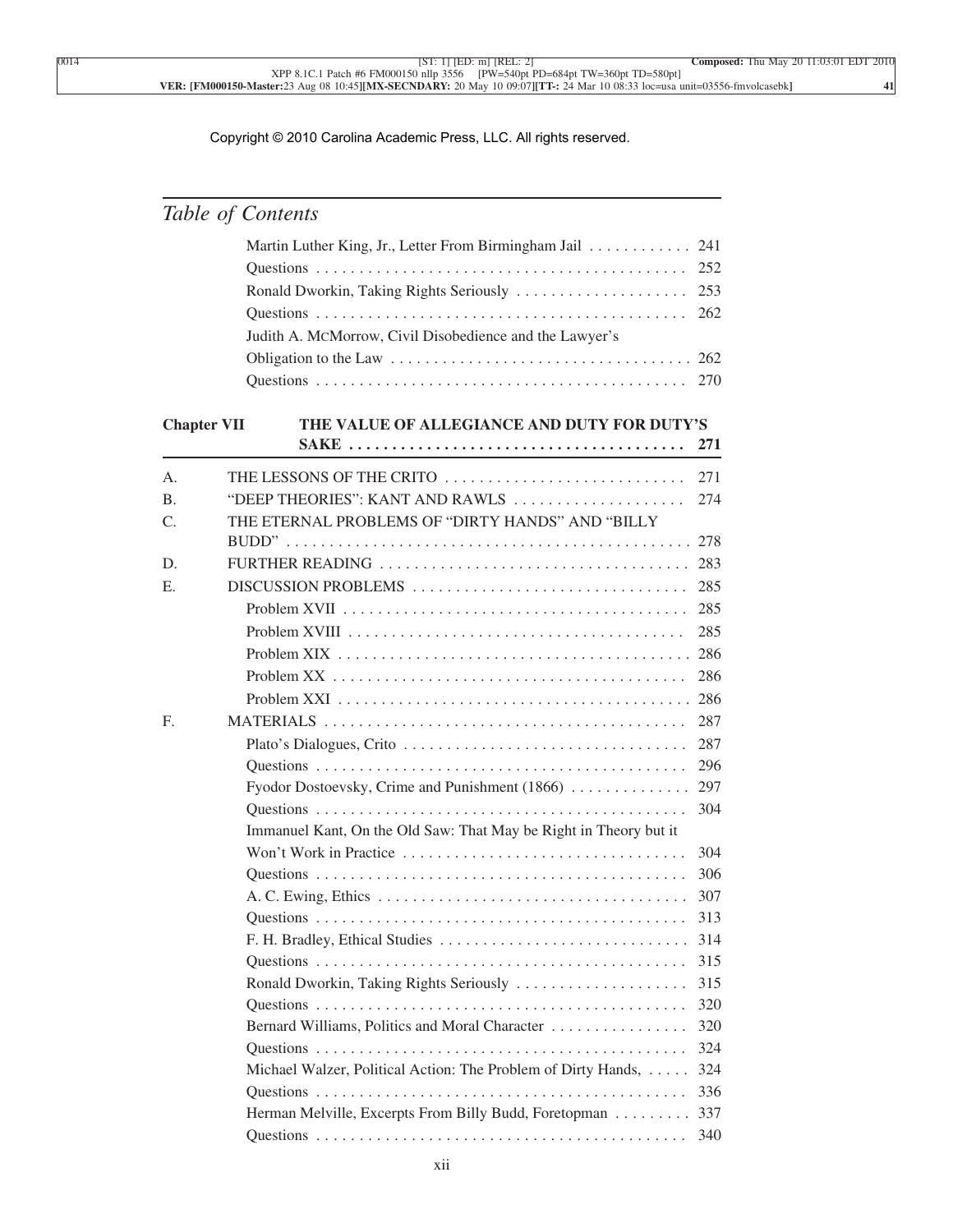Copyright © 2010 Carolina Academic Press, LLC. All rights reserved.

## *Table of Contents*

Martin Luther King, Jr., Letter From Birmingham Jail . . . . . . . . . . . . 241
Questions . . . . . . . . . . . . . . . . . . . . . . . . . . . . . . . . . . . . . . . . . . . 252
Ronald Dworkin, Taking Rights Seriously . . . . . . . . . . . . . . . . . . . . 253
Questions . . . . . . . . . . . . . . . . . . . . . . . . . . . . . . . . . . . . . . . . . . . 262
Judith A. McMorrow, Civil Disobedience and the Lawyer's Obligation to the Law . . . . . . . . . . . . . . . . . . . . . . . . . . . . . . . . . . . 262
Questions . . . . . . . . . . . . . . . . . . . . . . . . . . . . . . . . . . . . . . . . . . . 270

**Chapter VII THE VALUE OF ALLEGIANCE AND DUTY FOR DUTY'S SAKE . . . . . . . . . . . . . . . . . . . . . . . . . . . . . . . . . . . . . . 271**

A. THE LESSONS OF THE CRITO . . . . . . . . . . . . . . . . . . . . . . . . . . . . 271
B. "DEEP THEORIES": KANT AND RAWLS . . . . . . . . . . . . . . . . . . . . 274
C. THE ETERNAL PROBLEMS OF "DIRTY HANDS" AND "BILLY BUDD" . . . . . . . . . . . . . . . . . . . . . . . . . . . . . . . . . . . . . . . . . . . . . . . 278
D. FURTHER READING . . . . . . . . . . . . . . . . . . . . . . . . . . . . . . . . . . . 283
E. DISCUSSION PROBLEMS . . . . . . . . . . . . . . . . . . . . . . . . . . . . . . . 285
Problem XVII . . . . . . . . . . . . . . . . . . . . . . . . . . . . . . . . . . . . . . . 285
Problem XVIII . . . . . . . . . . . . . . . . . . . . . . . . . . . . . . . . . . . . . . 285
Problem XIX . . . . . . . . . . . . . . . . . . . . . . . . . . . . . . . . . . . . . . . . 286
Problem XX . . . . . . . . . . . . . . . . . . . . . . . . . . . . . . . . . . . . . . . . 286
Problem XXI . . . . . . . . . . . . . . . . . . . . . . . . . . . . . . . . . . . . . . . . 286
F. MATERIALS . . . . . . . . . . . . . . . . . . . . . . . . . . . . . . . . . . . . . . . . . 287
Plato's Dialogues, Crito . . . . . . . . . . . . . . . . . . . . . . . . . . . . . . . . 287
Questions . . . . . . . . . . . . . . . . . . . . . . . . . . . . . . . . . . . . . . . . . . . 296
Fyodor Dostoevsky, Crime and Punishment (1866) . . . . . . . . . . . . . 297
Questions . . . . . . . . . . . . . . . . . . . . . . . . . . . . . . . . . . . . . . . . . . . 304
Immanuel Kant, On the Old Saw: That May be Right in Theory but it Won't Work in Practice . . . . . . . . . . . . . . . . . . . . . . . . . . . . . . . . 304
Questions . . . . . . . . . . . . . . . . . . . . . . . . . . . . . . . . . . . . . . . . . . . 306
A. C. Ewing, Ethics . . . . . . . . . . . . . . . . . . . . . . . . . . . . . . . . . . . . 307
Questions . . . . . . . . . . . . . . . . . . . . . . . . . . . . . . . . . . . . . . . . . . . 313
F. H. Bradley, Ethical Studies . . . . . . . . . . . . . . . . . . . . . . . . . . . . 314
Questions . . . . . . . . . . . . . . . . . . . . . . . . . . . . . . . . . . . . . . . . . . . 315
Ronald Dworkin, Taking Rights Seriously . . . . . . . . . . . . . . . . . . . . 315
Questions . . . . . . . . . . . . . . . . . . . . . . . . . . . . . . . . . . . . . . . . . . . 320
Bernard Williams, Politics and Moral Character . . . . . . . . . . . . . . . . 320
Questions . . . . . . . . . . . . . . . . . . . . . . . . . . . . . . . . . . . . . . . . . . . 324
Michael Walzer, Political Action: The Problem of Dirty Hands, . . . . . 324
Questions . . . . . . . . . . . . . . . . . . . . . . . . . . . . . . . . . . . . . . . . . . . 336
Herman Melville, Excerpts From Billy Budd, Foretopman . . . . . . . . . 337
Questions . . . . . . . . . . . . . . . . . . . . . . . . . . . . . . . . . . . . . . . . . . . 340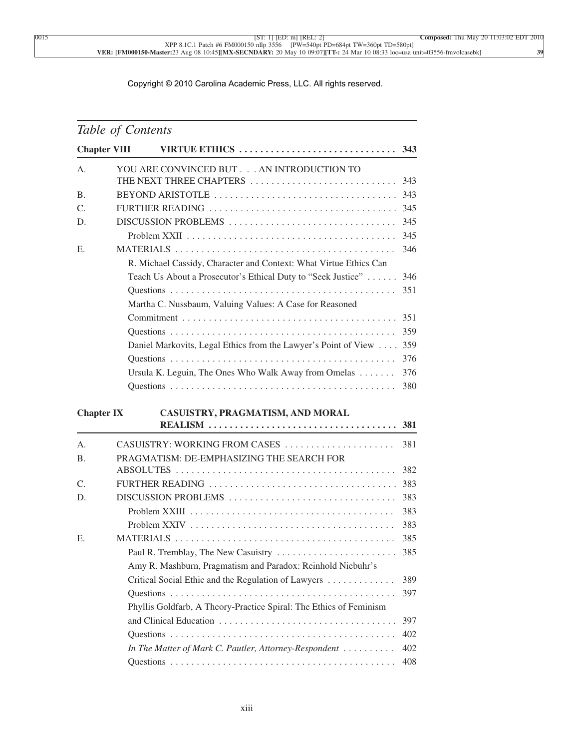Copyright © 2010 Carolina Academic Press, LLC. All rights reserved.

*Table of Contents*

**Chapter VIII VIRTUE ETHICS . . . 343**

A. YOU ARE CONVINCED BUT . . . AN INTRODUCTION TO THE NEXT THREE CHAPTERS . . . 343

B. BEYOND ARISTOTLE . . . 343

C. FURTHER READING . . . 345

D. DISCUSSION PROBLEMS . . . 345

Problem XXII . . . 345

E. MATERIALS . . . 346

R. Michael Cassidy, Character and Context: What Virtue Ethics Can Teach Us About a Prosecutor's Ethical Duty to "Seek Justice" . . . 346

Questions . . . 351

Martha C. Nussbaum, Valuing Values: A Case for Reasoned Commitment . . . 351

Questions . . . 359

Daniel Markovits, Legal Ethics from the Lawyer's Point of View . . . 359

Questions . . . 376

Ursula K. Leguin, The Ones Who Walk Away from Omelas . . . 376

Questions . . . 380

**Chapter IX CASUISTRY, PRAGMATISM, AND MORAL REALISM . . . 381**

A. CASUISTRY: WORKING FROM CASES . . . 381

B. PRAGMATISM: DE-EMPHASIZING THE SEARCH FOR ABSOLUTES . . . 382

C. FURTHER READING . . . 383

D. DISCUSSION PROBLEMS . . . 383

Problem XXIII . . . 383

Problem XXIV . . . 383

E. MATERIALS . . . 385

Paul R. Tremblay, The New Casuistry . . . 385

Amy R. Mashburn, Pragmatism and Paradox: Reinhold Niebuhr's Critical Social Ethic and the Regulation of Lawyers . . . 389

Questions . . . 397

Phyllis Goldfarb, A Theory-Practice Spiral: The Ethics of Feminism and Clinical Education . . . 397

Questions . . . 402

*In The Matter of Mark C. Pautler, Attorney-Respondent* . . . 402

Questions . . . 408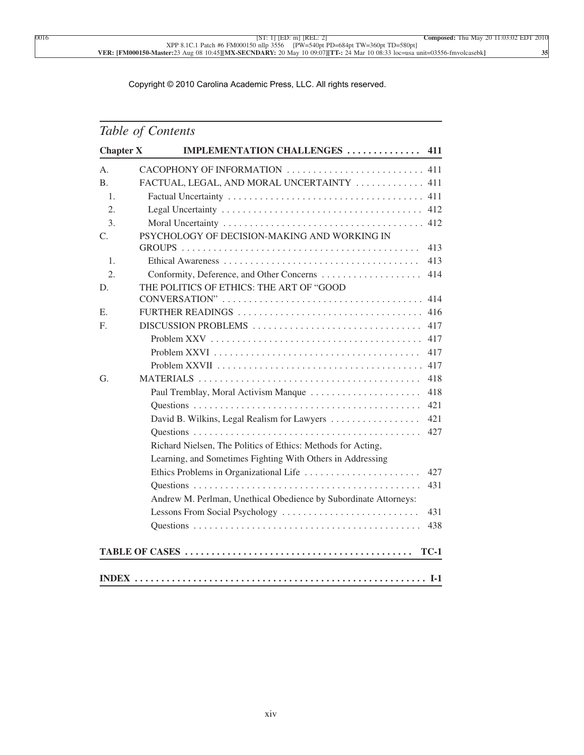Copyright © 2010 Carolina Academic Press, LLC. All rights reserved.

*Table of Contents*

| | | |
|---|---|---|
| **Chapter X** | **IMPLEMENTATION CHALLENGES** | **411** |
| A. | CACOPHONY OF INFORMATION | 411 |
| B. | FACTUAL, LEGAL, AND MORAL UNCERTAINTY | 411 |
| 1. | Factual Uncertainty | 411 |
| 2. | Legal Uncertainty | 412 |
| 3. | Moral Uncertainty | 412 |
| C. | PSYCHOLOGY OF DECISION-MAKING AND WORKING IN GROUPS | 413 |
| 1. | Ethical Awareness | 413 |
| 2. | Conformity, Deference, and Other Concerns | 414 |
| D. | THE POLITICS OF ETHICS: THE ART OF "GOOD CONVERSATION" | 414 |
| E. | FURTHER READINGS | 416 |
| F. | DISCUSSION PROBLEMS | 417 |
| | Problem XXV | 417 |
| | Problem XXVI | 417 |
| | Problem XXVII | 417 |
| G. | MATERIALS | 418 |
| | Paul Tremblay, Moral Activism Manque | 418 |
| | Questions | 421 |
| | David B. Wilkins, Legal Realism for Lawyers | 421 |
| | Questions | 427 |
| | Richard Nielsen, The Politics of Ethics: Methods for Acting, Learning, and Sometimes Fighting With Others in Addressing Ethics Problems in Organizational Life | 427 |
| | Questions | 431 |
| | Andrew M. Perlman, Unethical Obedience by Subordinate Attorneys: Lessons From Social Psychology | 431 |
| | Questions | 438 |

**TABLE OF CASES** .......... **TC-1**

**INDEX** .......... **I-1**